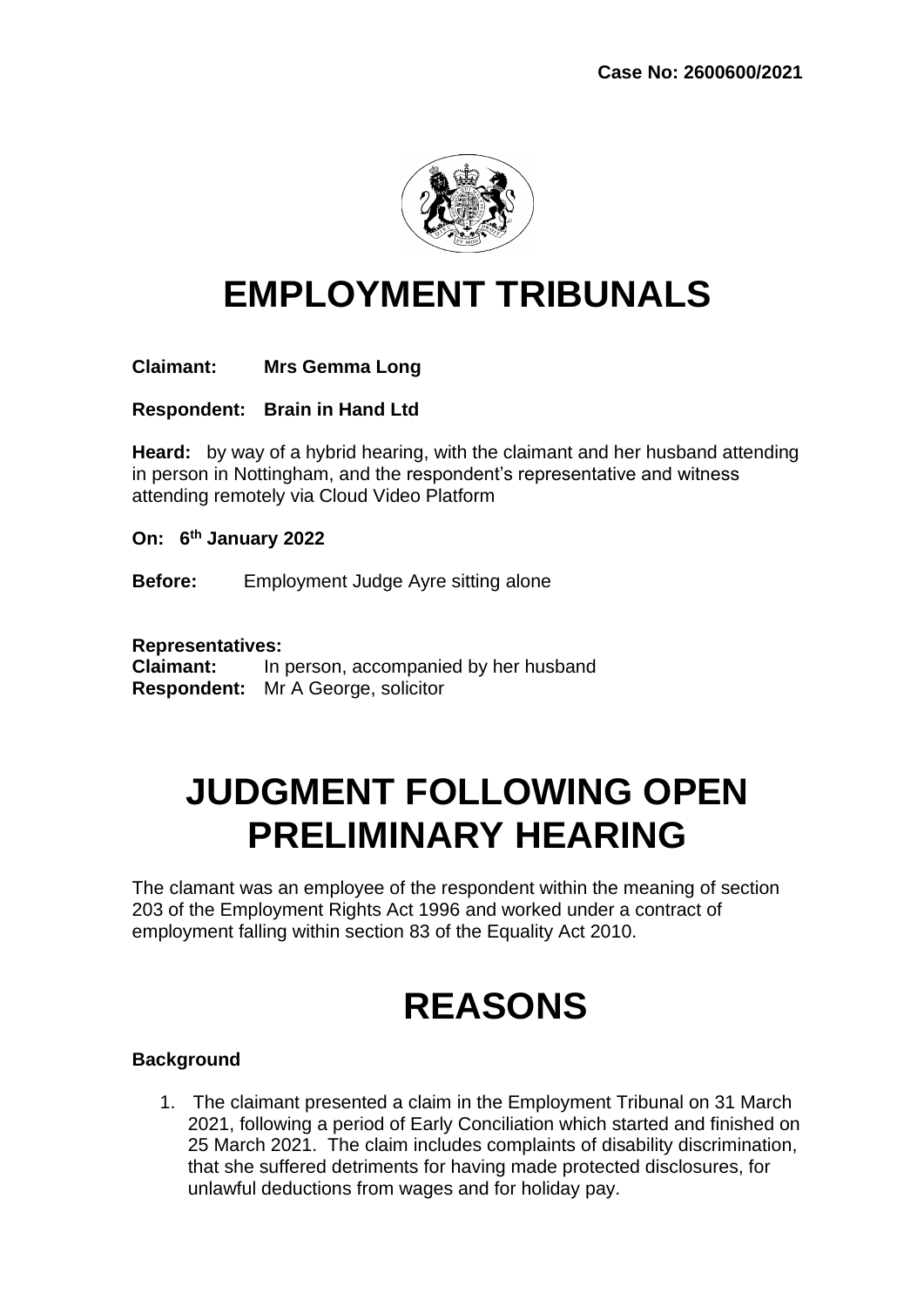# EMPLOYMENT TRIBUNALS

**Claimant:** **Mrs Gemma Long**

**Respondent:** **Brain in Hand Ltd**

**Heard:** by way of a hybrid hearing, with the claimant and her husband attending in person in Nottingham, and the respondent's representative and witness attending remotely via Cloud Video Platform

**On:** **6th January 2022**

**Before:** Employment Judge Ayre sitting alone

**Representatives:**
**Claimant:** In person, accompanied by her husband
**Respondent:** Mr A George, solicitor

# JUDGMENT FOLLOWING OPEN PRELIMINARY HEARING

The clamant was an employee of the respondent within the meaning of section 203 of the Employment Rights Act 1996 and worked under a contract of employment falling within section 83 of the Equality Act 2010.

# REASONS

### Background

1. The claimant presented a claim in the Employment Tribunal on 31 March 2021, following a period of Early Conciliation which started and finished on 25 March 2021. The claim includes complaints of disability discrimination, that she suffered detriments for having made protected disclosures, for unlawful deductions from wages and for holiday pay.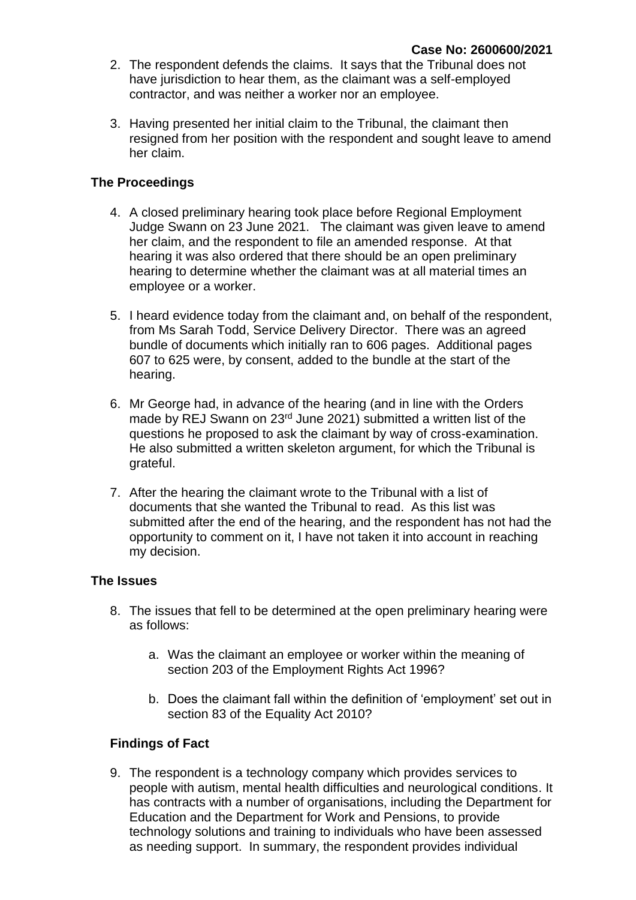2. The respondent defends the claims. It says that the Tribunal does not have jurisdiction to hear them, as the claimant was a self-employed contractor, and was neither a worker nor an employee.

3. Having presented her initial claim to the Tribunal, the claimant then resigned from her position with the respondent and sought leave to amend her claim.

**The Proceedings**

4. A closed preliminary hearing took place before Regional Employment Judge Swann on 23 June 2021. The claimant was given leave to amend her claim, and the respondent to file an amended response. At that hearing it was also ordered that there should be an open preliminary hearing to determine whether the claimant was at all material times an employee or a worker.

5. I heard evidence today from the claimant and, on behalf of the respondent, from Ms Sarah Todd, Service Delivery Director. There was an agreed bundle of documents which initially ran to 606 pages. Additional pages 607 to 625 were, by consent, added to the bundle at the start of the hearing.

6. Mr George had, in advance of the hearing (and in line with the Orders made by REJ Swann on 23rd June 2021) submitted a written list of the questions he proposed to ask the claimant by way of cross-examination. He also submitted a written skeleton argument, for which the Tribunal is grateful.

7. After the hearing the claimant wrote to the Tribunal with a list of documents that she wanted the Tribunal to read. As this list was submitted after the end of the hearing, and the respondent has not had the opportunity to comment on it, I have not taken it into account in reaching my decision.

**The Issues**

8. The issues that fell to be determined at the open preliminary hearing were as follows:

   a. Was the claimant an employee or worker within the meaning of section 203 of the Employment Rights Act 1996?

   b. Does the claimant fall within the definition of 'employment' set out in section 83 of the Equality Act 2010?

**Findings of Fact**

9. The respondent is a technology company which provides services to people with autism, mental health difficulties and neurological conditions. It has contracts with a number of organisations, including the Department for Education and the Department for Work and Pensions, to provide technology solutions and training to individuals who have been assessed as needing support. In summary, the respondent provides individual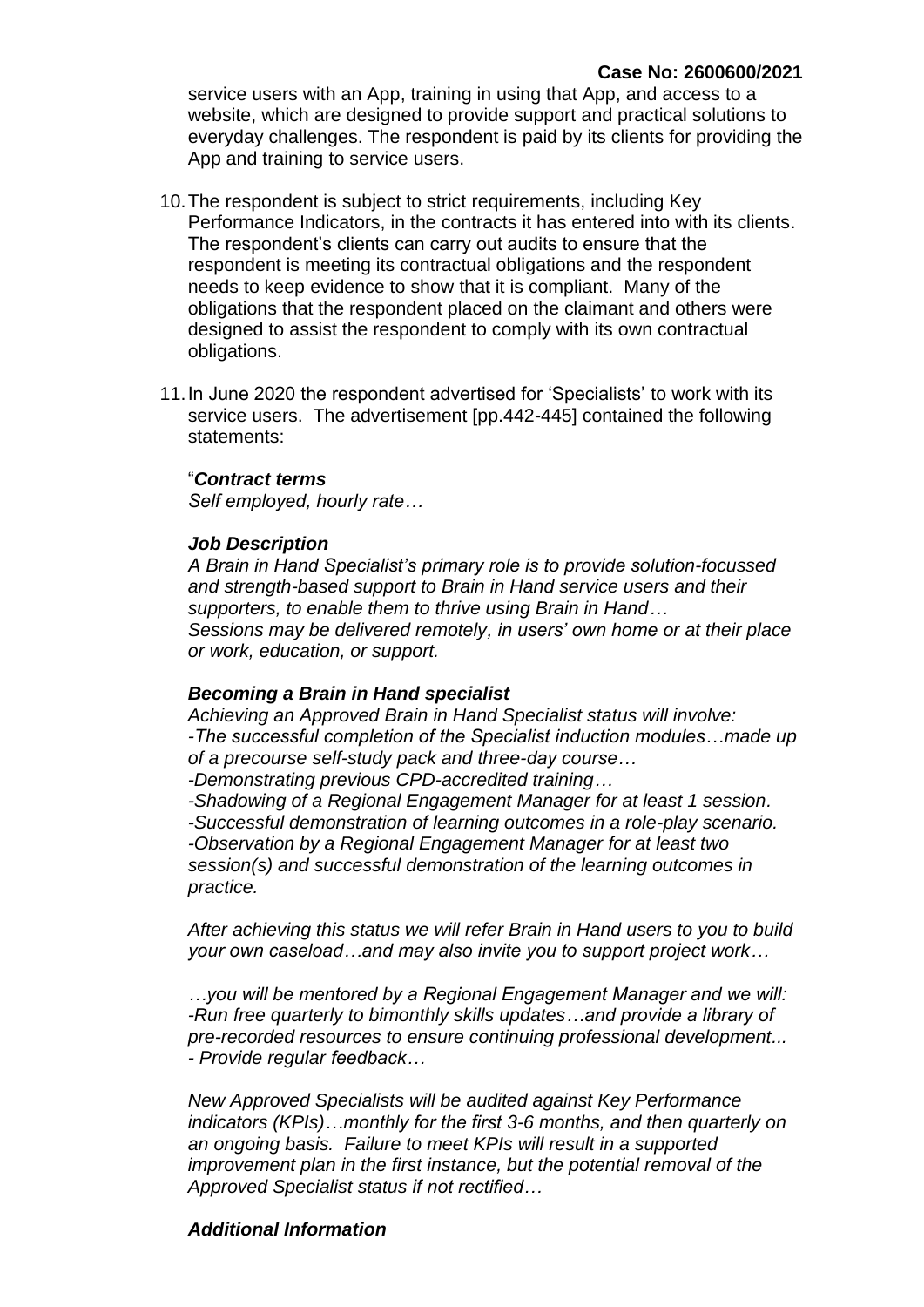service users with an App, training in using that App, and access to a website, which are designed to provide support and practical solutions to everyday challenges. The respondent is paid by its clients for providing the App and training to service users.

10. The respondent is subject to strict requirements, including Key Performance Indicators, in the contracts it has entered into with its clients. The respondent's clients can carry out audits to ensure that the respondent is meeting its contractual obligations and the respondent needs to keep evidence to show that it is compliant. Many of the obligations that the respondent placed on the claimant and others were designed to assist the respondent to comply with its own contractual obligations.

11. In June 2020 the respondent advertised for 'Specialists' to work with its service users. The advertisement [pp.442-445] contained the following statements:

   "***Contract terms***
   *Self employed, hourly rate…*

   ***Job Description***
   *A Brain in Hand Specialist's primary role is to provide solution-focussed and strength-based support to Brain in Hand service users and their supporters, to enable them to thrive using Brain in Hand…*
   *Sessions may be delivered remotely, in users' own home or at their place or work, education, or support.*

   ***Becoming a Brain in Hand specialist***
   *Achieving an Approved Brain in Hand Specialist status will involve:*
   *-The successful completion of the Specialist induction modules…made up of a precourse self-study pack and three-day course…*
   *-Demonstrating previous CPD-accredited training…*
   *-Shadowing of a Regional Engagement Manager for at least 1 session.*
   *-Successful demonstration of learning outcomes in a role-play scenario.*
   *-Observation by a Regional Engagement Manager for at least two session(s) and successful demonstration of the learning outcomes in practice.*

   *After achieving this status we will refer Brain in Hand users to you to build your own caseload…and may also invite you to support project work…*

   *…you will be mentored by a Regional Engagement Manager and we will:*
   *-Run free quarterly to bimonthly skills updates…and provide a library of pre-recorded resources to ensure continuing professional development...*
   *- Provide regular feedback…*

   *New Approved Specialists will be audited against Key Performance indicators (KPIs)…monthly for the first 3-6 months, and then quarterly on an ongoing basis. Failure to meet KPIs will result in a supported improvement plan in the first instance, but the potential removal of the Approved Specialist status if not rectified…*

   ***Additional Information***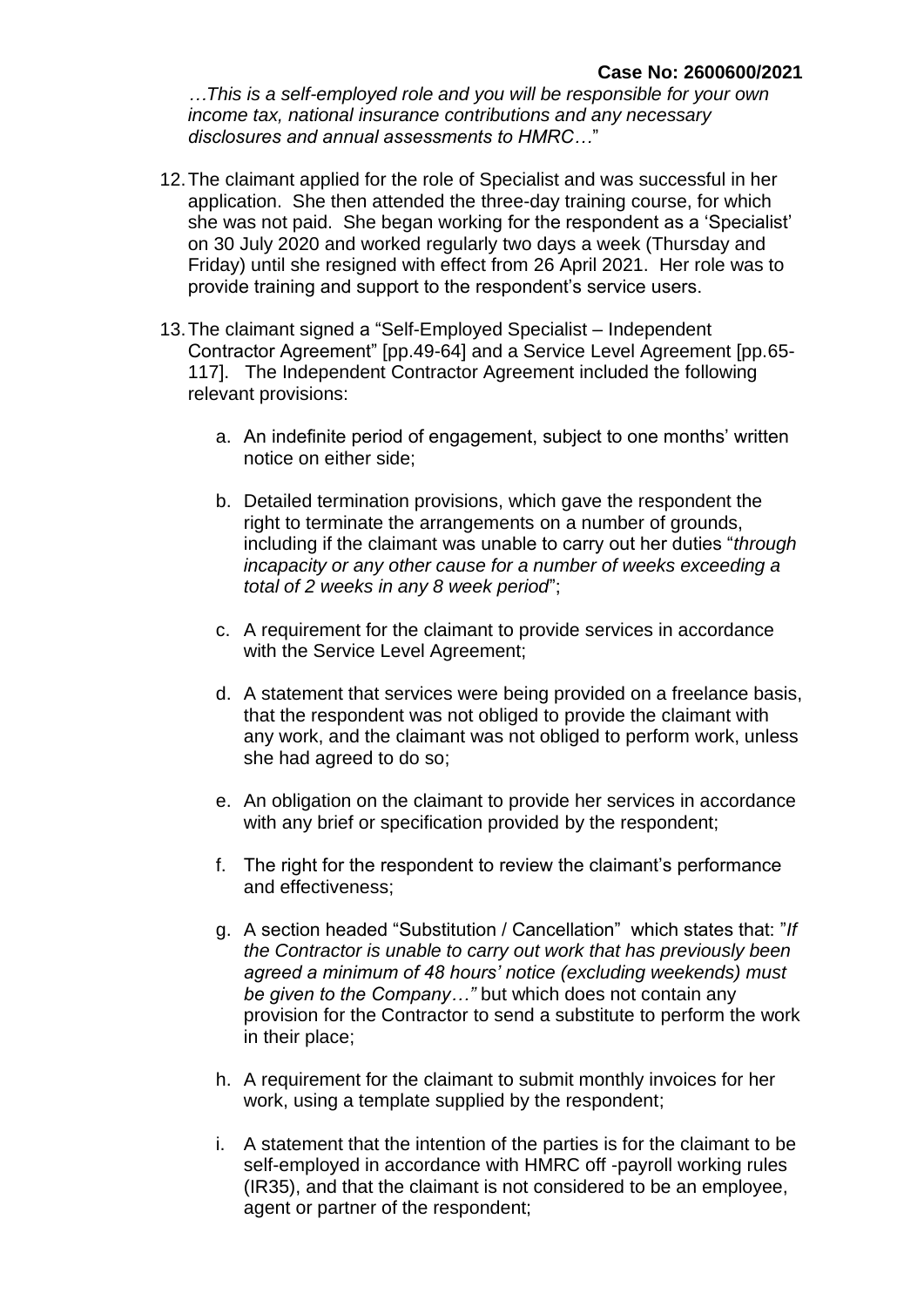*…This is a self-employed role and you will be responsible for your own income tax, national insurance contributions and any necessary disclosures and annual assessments to HMRC…*"

12. The claimant applied for the role of Specialist and was successful in her application. She then attended the three-day training course, for which she was not paid. She began working for the respondent as a 'Specialist' on 30 July 2020 and worked regularly two days a week (Thursday and Friday) until she resigned with effect from 26 April 2021. Her role was to provide training and support to the respondent's service users.

13. The claimant signed a "Self-Employed Specialist – Independent Contractor Agreement" [pp.49-64] and a Service Level Agreement [pp.65-117]. The Independent Contractor Agreement included the following relevant provisions:

    a. An indefinite period of engagement, subject to one months' written notice on either side;

    b. Detailed termination provisions, which gave the respondent the right to terminate the arrangements on a number of grounds, including if the claimant was unable to carry out her duties "*through incapacity or any other cause for a number of weeks exceeding a total of 2 weeks in any 8 week period*";

    c. A requirement for the claimant to provide services in accordance with the Service Level Agreement;

    d. A statement that services were being provided on a freelance basis, that the respondent was not obliged to provide the claimant with any work, and the claimant was not obliged to perform work, unless she had agreed to do so;

    e. An obligation on the claimant to provide her services in accordance with any brief or specification provided by the respondent;

    f. The right for the respondent to review the claimant's performance and effectiveness;

    g. A section headed "Substitution / Cancellation" which states that: "*If the Contractor is unable to carry out work that has previously been agreed a minimum of 48 hours' notice (excluding weekends) must be given to the Company…"* but which does not contain any provision for the Contractor to send a substitute to perform the work in their place;

    h. A requirement for the claimant to submit monthly invoices for her work, using a template supplied by the respondent;

    i. A statement that the intention of the parties is for the claimant to be self-employed in accordance with HMRC off -payroll working rules (IR35), and that the claimant is not considered to be an employee, agent or partner of the respondent;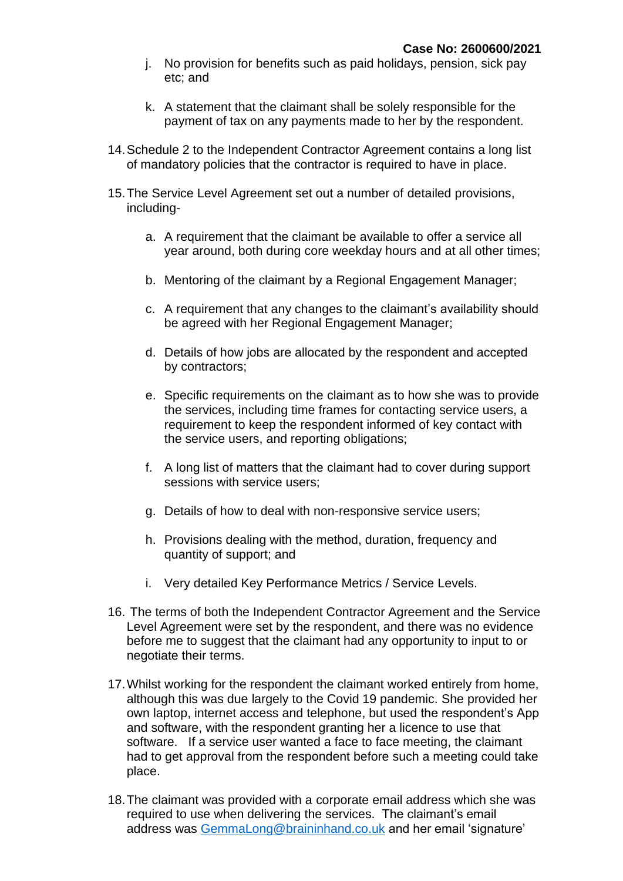j. No provision for benefits such as paid holidays, pension, sick pay etc; and

k. A statement that the claimant shall be solely responsible for the payment of tax on any payments made to her by the respondent.

14. Schedule 2 to the Independent Contractor Agreement contains a long list of mandatory policies that the contractor is required to have in place.

15. The Service Level Agreement set out a number of detailed provisions, including-

a. A requirement that the claimant be available to offer a service all year around, both during core weekday hours and at all other times;

b. Mentoring of the claimant by a Regional Engagement Manager;

c. A requirement that any changes to the claimant's availability should be agreed with her Regional Engagement Manager;

d. Details of how jobs are allocated by the respondent and accepted by contractors;

e. Specific requirements on the claimant as to how she was to provide the services, including time frames for contacting service users, a requirement to keep the respondent informed of key contact with the service users, and reporting obligations;

f. A long list of matters that the claimant had to cover during support sessions with service users;

g. Details of how to deal with non-responsive service users;

h. Provisions dealing with the method, duration, frequency and quantity of support; and

i. Very detailed Key Performance Metrics / Service Levels.

16. The terms of both the Independent Contractor Agreement and the Service Level Agreement were set by the respondent, and there was no evidence before me to suggest that the claimant had any opportunity to input to or negotiate their terms.

17. Whilst working for the respondent the claimant worked entirely from home, although this was due largely to the Covid 19 pandemic. She provided her own laptop, internet access and telephone, but used the respondent's App and software, with the respondent granting her a licence to use that software. If a service user wanted a face to face meeting, the claimant had to get approval from the respondent before such a meeting could take place.

18. The claimant was provided with a corporate email address which she was required to use when delivering the services. The claimant's email address was GemmaLong@braininhand.co.uk and her email 'signature'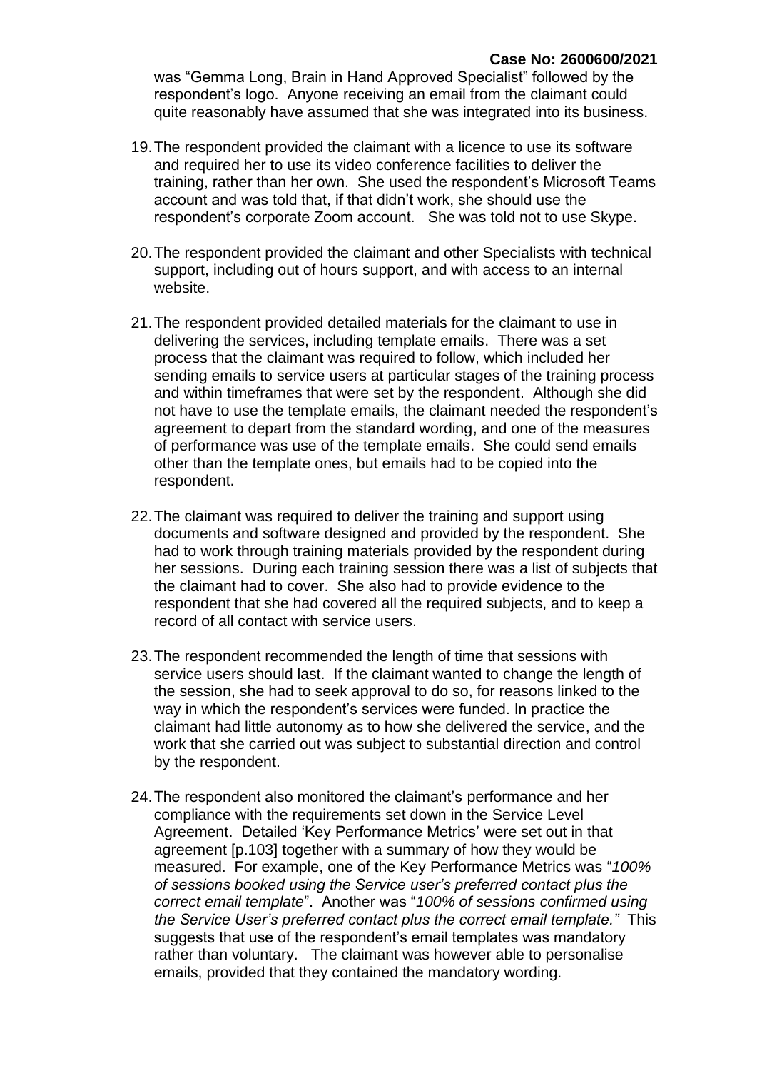was "Gemma Long, Brain in Hand Approved Specialist" followed by the respondent's logo. Anyone receiving an email from the claimant could quite reasonably have assumed that she was integrated into its business.

19. The respondent provided the claimant with a licence to use its software and required her to use its video conference facilities to deliver the training, rather than her own. She used the respondent's Microsoft Teams account and was told that, if that didn't work, she should use the respondent's corporate Zoom account. She was told not to use Skype.

20. The respondent provided the claimant and other Specialists with technical support, including out of hours support, and with access to an internal website.

21. The respondent provided detailed materials for the claimant to use in delivering the services, including template emails. There was a set process that the claimant was required to follow, which included her sending emails to service users at particular stages of the training process and within timeframes that were set by the respondent. Although she did not have to use the template emails, the claimant needed the respondent's agreement to depart from the standard wording, and one of the measures of performance was use of the template emails. She could send emails other than the template ones, but emails had to be copied into the respondent.

22. The claimant was required to deliver the training and support using documents and software designed and provided by the respondent. She had to work through training materials provided by the respondent during her sessions. During each training session there was a list of subjects that the claimant had to cover. She also had to provide evidence to the respondent that she had covered all the required subjects, and to keep a record of all contact with service users.

23. The respondent recommended the length of time that sessions with service users should last. If the claimant wanted to change the length of the session, she had to seek approval to do so, for reasons linked to the way in which the respondent's services were funded. In practice the claimant had little autonomy as to how she delivered the service, and the work that she carried out was subject to substantial direction and control by the respondent.

24. The respondent also monitored the claimant's performance and her compliance with the requirements set down in the Service Level Agreement. Detailed 'Key Performance Metrics' were set out in that agreement [p.103] together with a summary of how they would be measured. For example, one of the Key Performance Metrics was "*100% of sessions booked using the Service user's preferred contact plus the correct email template*". Another was "*100% of sessions confirmed using the Service User's preferred contact plus the correct email template.*" This suggests that use of the respondent's email templates was mandatory rather than voluntary. The claimant was however able to personalise emails, provided that they contained the mandatory wording.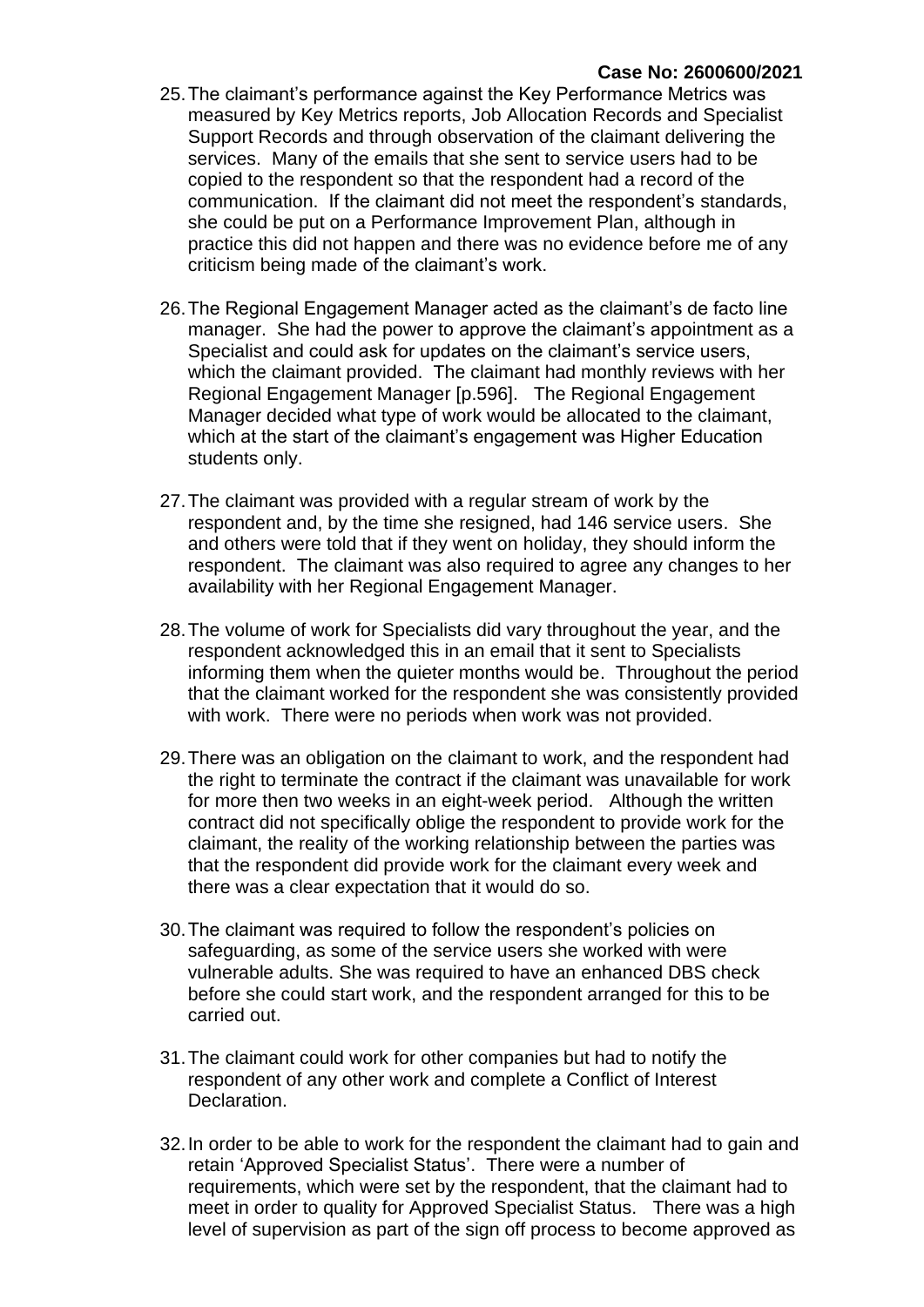25. The claimant's performance against the Key Performance Metrics was measured by Key Metrics reports, Job Allocation Records and Specialist Support Records and through observation of the claimant delivering the services. Many of the emails that she sent to service users had to be copied to the respondent so that the respondent had a record of the communication. If the claimant did not meet the respondent's standards, she could be put on a Performance Improvement Plan, although in practice this did not happen and there was no evidence before me of any criticism being made of the claimant's work.

26. The Regional Engagement Manager acted as the claimant's de facto line manager. She had the power to approve the claimant's appointment as a Specialist and could ask for updates on the claimant's service users, which the claimant provided. The claimant had monthly reviews with her Regional Engagement Manager [p.596]. The Regional Engagement Manager decided what type of work would be allocated to the claimant, which at the start of the claimant's engagement was Higher Education students only.

27. The claimant was provided with a regular stream of work by the respondent and, by the time she resigned, had 146 service users. She and others were told that if they went on holiday, they should inform the respondent. The claimant was also required to agree any changes to her availability with her Regional Engagement Manager.

28. The volume of work for Specialists did vary throughout the year, and the respondent acknowledged this in an email that it sent to Specialists informing them when the quieter months would be. Throughout the period that the claimant worked for the respondent she was consistently provided with work. There were no periods when work was not provided.

29. There was an obligation on the claimant to work, and the respondent had the right to terminate the contract if the claimant was unavailable for work for more then two weeks in an eight-week period. Although the written contract did not specifically oblige the respondent to provide work for the claimant, the reality of the working relationship between the parties was that the respondent did provide work for the claimant every week and there was a clear expectation that it would do so.

30. The claimant was required to follow the respondent's policies on safeguarding, as some of the service users she worked with were vulnerable adults. She was required to have an enhanced DBS check before she could start work, and the respondent arranged for this to be carried out.

31. The claimant could work for other companies but had to notify the respondent of any other work and complete a Conflict of Interest Declaration.

32. In order to be able to work for the respondent the claimant had to gain and retain 'Approved Specialist Status'. There were a number of requirements, which were set by the respondent, that the claimant had to meet in order to quality for Approved Specialist Status. There was a high level of supervision as part of the sign off process to become approved as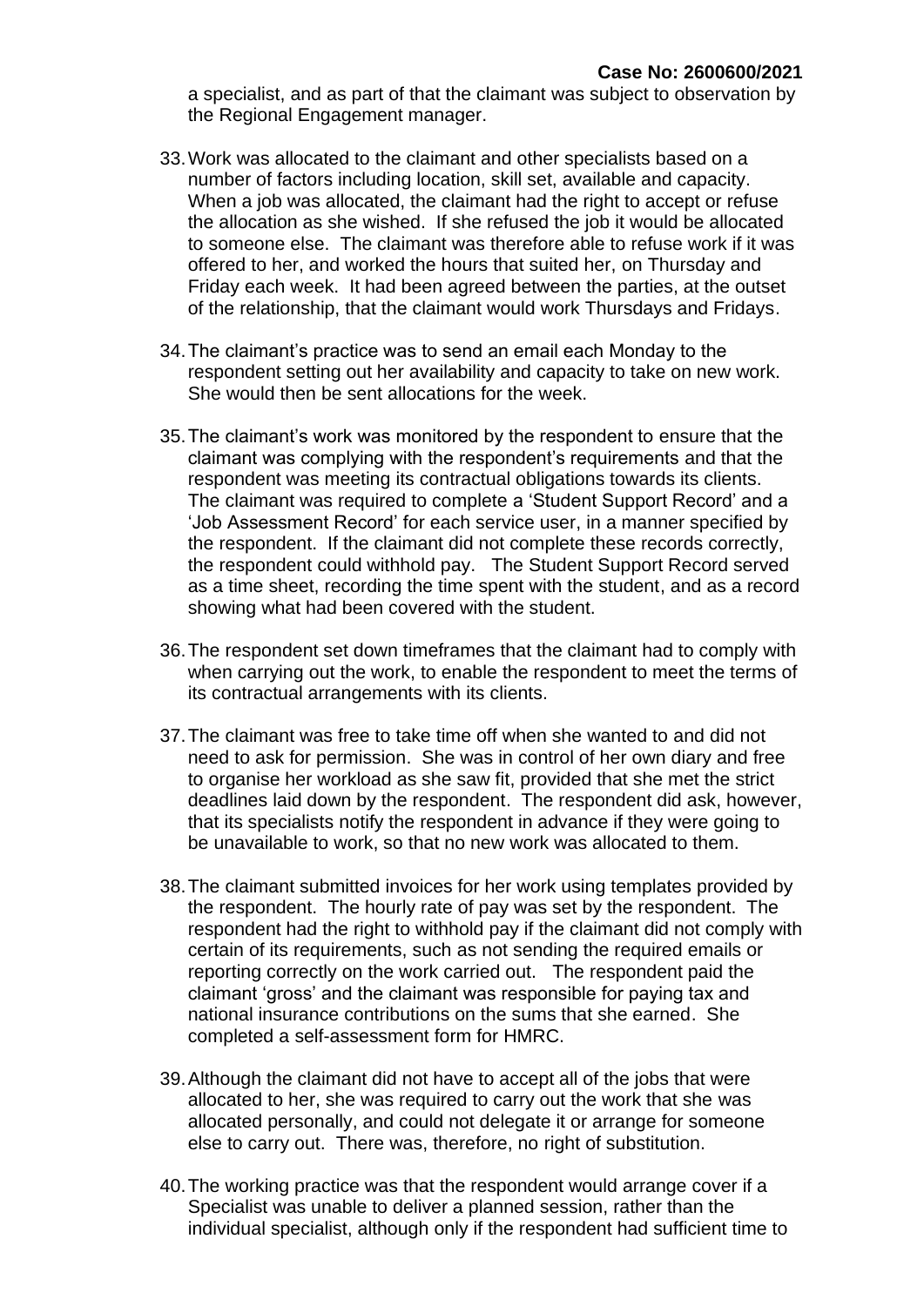a specialist, and as part of that the claimant was subject to observation by the Regional Engagement manager.

33. Work was allocated to the claimant and other specialists based on a number of factors including location, skill set, available and capacity. When a job was allocated, the claimant had the right to accept or refuse the allocation as she wished. If she refused the job it would be allocated to someone else. The claimant was therefore able to refuse work if it was offered to her, and worked the hours that suited her, on Thursday and Friday each week. It had been agreed between the parties, at the outset of the relationship, that the claimant would work Thursdays and Fridays.

34. The claimant's practice was to send an email each Monday to the respondent setting out her availability and capacity to take on new work. She would then be sent allocations for the week.

35. The claimant's work was monitored by the respondent to ensure that the claimant was complying with the respondent's requirements and that the respondent was meeting its contractual obligations towards its clients. The claimant was required to complete a 'Student Support Record' and a 'Job Assessment Record' for each service user, in a manner specified by the respondent. If the claimant did not complete these records correctly, the respondent could withhold pay. The Student Support Record served as a time sheet, recording the time spent with the student, and as a record showing what had been covered with the student.

36. The respondent set down timeframes that the claimant had to comply with when carrying out the work, to enable the respondent to meet the terms of its contractual arrangements with its clients.

37. The claimant was free to take time off when she wanted to and did not need to ask for permission. She was in control of her own diary and free to organise her workload as she saw fit, provided that she met the strict deadlines laid down by the respondent. The respondent did ask, however, that its specialists notify the respondent in advance if they were going to be unavailable to work, so that no new work was allocated to them.

38. The claimant submitted invoices for her work using templates provided by the respondent. The hourly rate of pay was set by the respondent. The respondent had the right to withhold pay if the claimant did not comply with certain of its requirements, such as not sending the required emails or reporting correctly on the work carried out. The respondent paid the claimant 'gross' and the claimant was responsible for paying tax and national insurance contributions on the sums that she earned. She completed a self-assessment form for HMRC.

39. Although the claimant did not have to accept all of the jobs that were allocated to her, she was required to carry out the work that she was allocated personally, and could not delegate it or arrange for someone else to carry out. There was, therefore, no right of substitution.

40. The working practice was that the respondent would arrange cover if a Specialist was unable to deliver a planned session, rather than the individual specialist, although only if the respondent had sufficient time to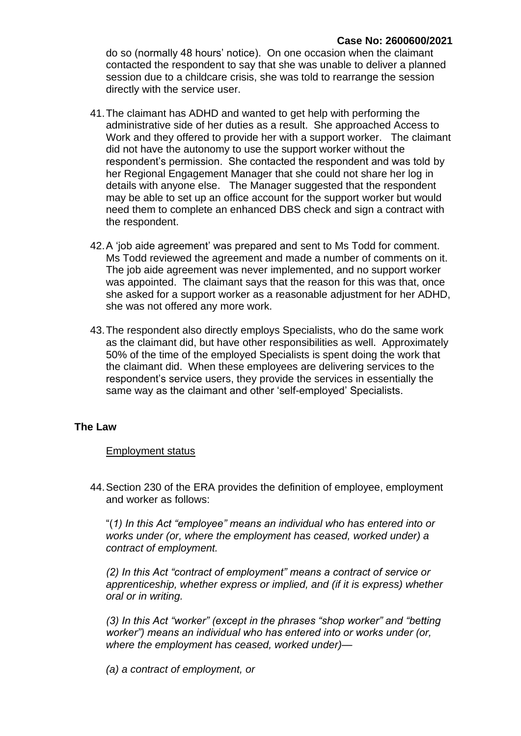do so (normally 48 hours' notice). On one occasion when the claimant contacted the respondent to say that she was unable to deliver a planned session due to a childcare crisis, she was told to rearrange the session directly with the service user.

41. The claimant has ADHD and wanted to get help with performing the administrative side of her duties as a result. She approached Access to Work and they offered to provide her with a support worker. The claimant did not have the autonomy to use the support worker without the respondent's permission. She contacted the respondent and was told by her Regional Engagement Manager that she could not share her log in details with anyone else. The Manager suggested that the respondent may be able to set up an office account for the support worker but would need them to complete an enhanced DBS check and sign a contract with the respondent.

42. A 'job aide agreement' was prepared and sent to Ms Todd for comment. Ms Todd reviewed the agreement and made a number of comments on it. The job aide agreement was never implemented, and no support worker was appointed. The claimant says that the reason for this was that, once she asked for a support worker as a reasonable adjustment for her ADHD, she was not offered any more work.

43. The respondent also directly employs Specialists, who do the same work as the claimant did, but have other responsibilities as well. Approximately 50% of the time of the employed Specialists is spent doing the work that the claimant did. When these employees are delivering services to the respondent's service users, they provide the services in essentially the same way as the claimant and other 'self-employed' Specialists.

## The Law

### Employment status

44. Section 230 of the ERA provides the definition of employee, employment and worker as follows:

"*(1) In this Act "employee" means an individual who has entered into or works under (or, where the employment has ceased, worked under) a contract of employment.*

*(2) In this Act "contract of employment" means a contract of service or apprenticeship, whether express or implied, and (if it is express) whether oral or in writing.*

*(3) In this Act "worker" (except in the phrases "shop worker" and "betting worker") means an individual who has entered into or works under (or, where the employment has ceased, worked under)—*

*(a) a contract of employment, or*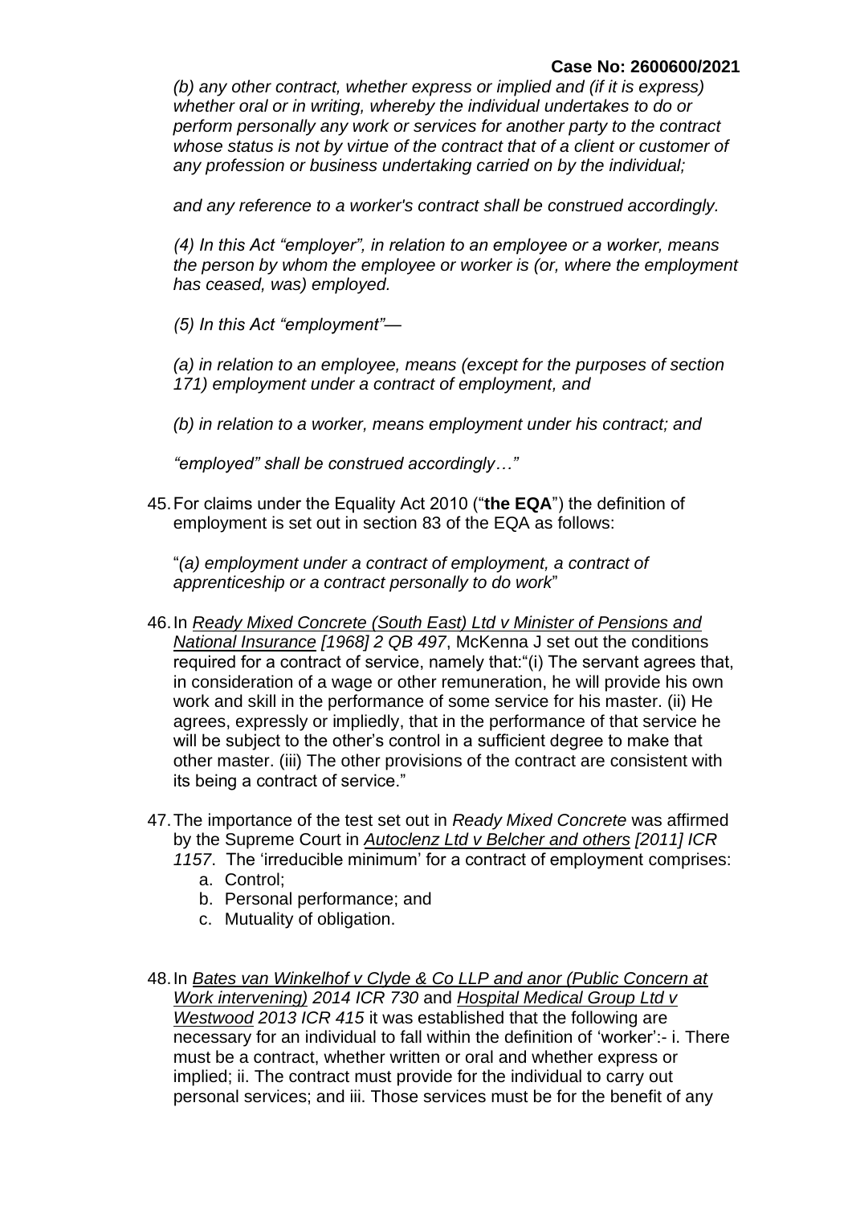*(b) any other contract, whether express or implied and (if it is express) whether oral or in writing, whereby the individual undertakes to do or perform personally any work or services for another party to the contract whose status is not by virtue of the contract that of a client or customer of any profession or business undertaking carried on by the individual;*

*and any reference to a worker's contract shall be construed accordingly.*

*(4) In this Act "employer", in relation to an employee or a worker, means the person by whom the employee or worker is (or, where the employment has ceased, was) employed.*

*(5) In this Act "employment"—*

*(a) in relation to an employee, means (except for the purposes of section 171) employment under a contract of employment, and*

*(b) in relation to a worker, means employment under his contract; and*

*"employed" shall be construed accordingly…"*

45. For claims under the Equality Act 2010 ("**the EQA**") the definition of employment is set out in section 83 of the EQA as follows:

    "*(a) employment under a contract of employment, a contract of apprenticeship or a contract personally to do work*"

46. In *Ready Mixed Concrete (South East) Ltd v Minister of Pensions and National Insurance [1968] 2 QB 497*, McKenna J set out the conditions required for a contract of service, namely that:"(i) The servant agrees that, in consideration of a wage or other remuneration, he will provide his own work and skill in the performance of some service for his master. (ii) He agrees, expressly or impliedly, that in the performance of that service he will be subject to the other's control in a sufficient degree to make that other master. (iii) The other provisions of the contract are consistent with its being a contract of service."

47. The importance of the test set out in *Ready Mixed Concrete* was affirmed by the Supreme Court in *Autoclenz Ltd v Belcher and others [2011] ICR 1157*. The 'irreducible minimum' for a contract of employment comprises:
    a. Control;
    b. Personal performance; and
    c. Mutuality of obligation.

48. In *Bates van Winkelhof v Clyde & Co LLP and anor (Public Concern at Work intervening) 2014 ICR 730* and *Hospital Medical Group Ltd v Westwood 2013 ICR 415* it was established that the following are necessary for an individual to fall within the definition of 'worker':- i. There must be a contract, whether written or oral and whether express or implied; ii. The contract must provide for the individual to carry out personal services; and iii. Those services must be for the benefit of any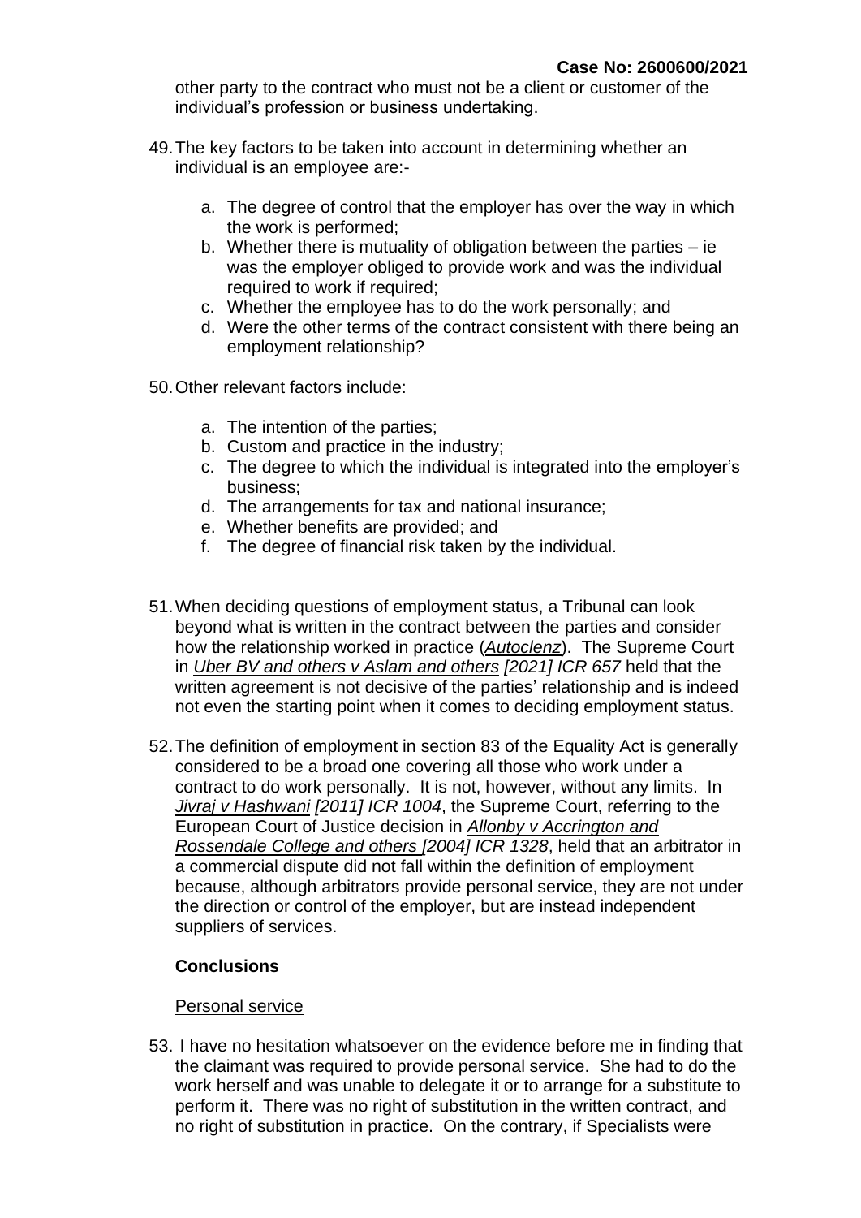other party to the contract who must not be a client or customer of the individual's profession or business undertaking.

49. The key factors to be taken into account in determining whether an individual is an employee are:-

    a. The degree of control that the employer has over the way in which the work is performed;
    b. Whether there is mutuality of obligation between the parties – ie was the employer obliged to provide work and was the individual required to work if required;
    c. Whether the employee has to do the work personally; and
    d. Were the other terms of the contract consistent with there being an employment relationship?

50. Other relevant factors include:

    a. The intention of the parties;
    b. Custom and practice in the industry;
    c. The degree to which the individual is integrated into the employer's business;
    d. The arrangements for tax and national insurance;
    e. Whether benefits are provided; and
    f. The degree of financial risk taken by the individual.

51. When deciding questions of employment status, a Tribunal can look beyond what is written in the contract between the parties and consider how the relationship worked in practice (*Autoclenz*). The Supreme Court in *Uber BV and others v Aslam and others [2021] ICR 657* held that the written agreement is not decisive of the parties' relationship and is indeed not even the starting point when it comes to deciding employment status.

52. The definition of employment in section 83 of the Equality Act is generally considered to be a broad one covering all those who work under a contract to do work personally. It is not, however, without any limits. In *Jivraj v Hashwani [2011] ICR 1004*, the Supreme Court, referring to the European Court of Justice decision in *Allonby v Accrington and Rossendale College and others [2004] ICR 1328*, held that an arbitrator in a commercial dispute did not fall within the definition of employment because, although arbitrators provide personal service, they are not under the direction or control of the employer, but are instead independent suppliers of services.

## Conclusions

Personal service

53. I have no hesitation whatsoever on the evidence before me in finding that the claimant was required to provide personal service. She had to do the work herself and was unable to delegate it or to arrange for a substitute to perform it. There was no right of substitution in the written contract, and no right of substitution in practice. On the contrary, if Specialists were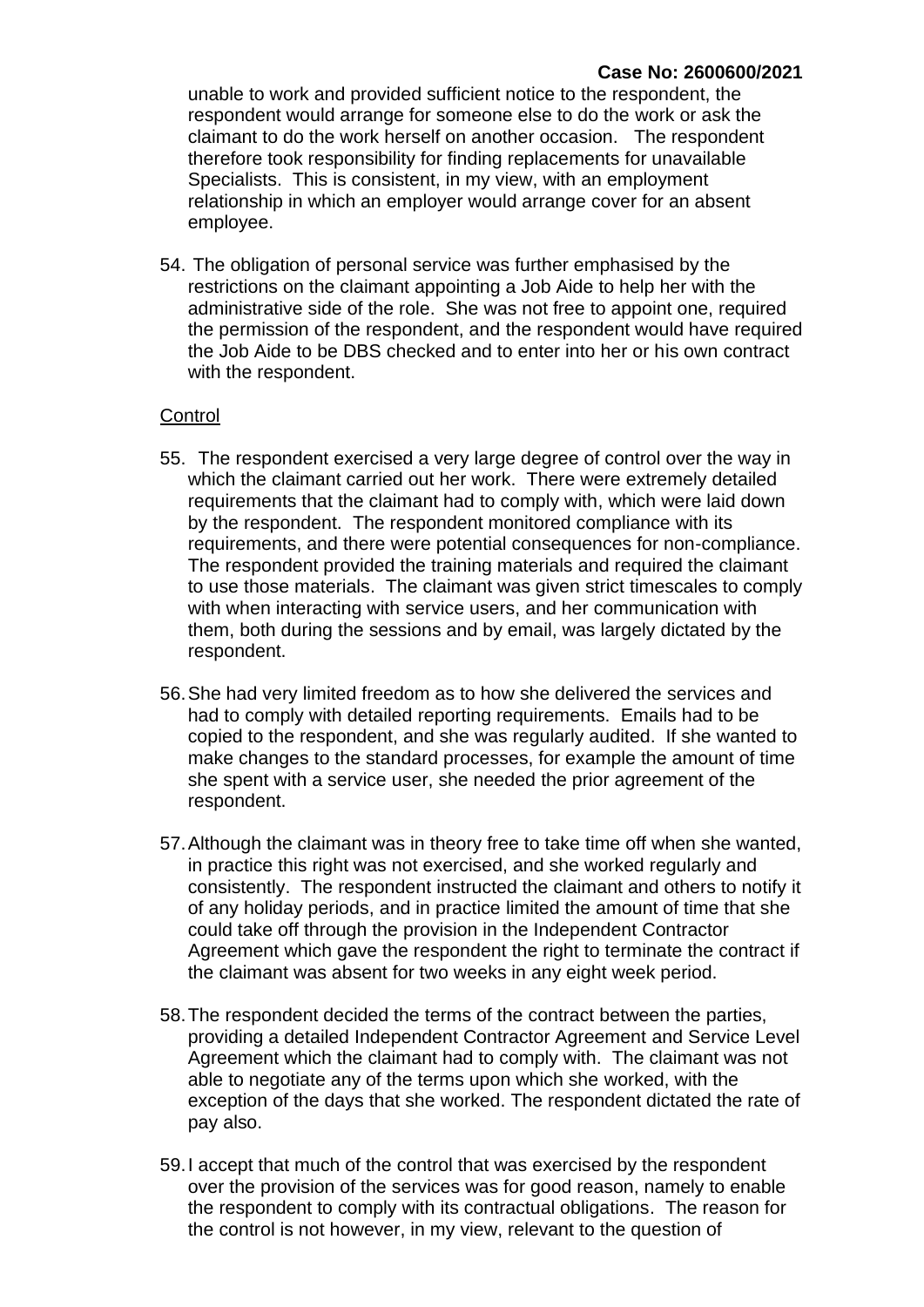unable to work and provided sufficient notice to the respondent, the respondent would arrange for someone else to do the work or ask the claimant to do the work herself on another occasion. The respondent therefore took responsibility for finding replacements for unavailable Specialists. This is consistent, in my view, with an employment relationship in which an employer would arrange cover for an absent employee.

54. The obligation of personal service was further emphasised by the restrictions on the claimant appointing a Job Aide to help her with the administrative side of the role. She was not free to appoint one, required the permission of the respondent, and the respondent would have required the Job Aide to be DBS checked and to enter into her or his own contract with the respondent.

<u>Control</u>

55. The respondent exercised a very large degree of control over the way in which the claimant carried out her work. There were extremely detailed requirements that the claimant had to comply with, which were laid down by the respondent. The respondent monitored compliance with its requirements, and there were potential consequences for non-compliance. The respondent provided the training materials and required the claimant to use those materials. The claimant was given strict timescales to comply with when interacting with service users, and her communication with them, both during the sessions and by email, was largely dictated by the respondent.

56. She had very limited freedom as to how she delivered the services and had to comply with detailed reporting requirements. Emails had to be copied to the respondent, and she was regularly audited. If she wanted to make changes to the standard processes, for example the amount of time she spent with a service user, she needed the prior agreement of the respondent.

57. Although the claimant was in theory free to take time off when she wanted, in practice this right was not exercised, and she worked regularly and consistently. The respondent instructed the claimant and others to notify it of any holiday periods, and in practice limited the amount of time that she could take off through the provision in the Independent Contractor Agreement which gave the respondent the right to terminate the contract if the claimant was absent for two weeks in any eight week period.

58. The respondent decided the terms of the contract between the parties, providing a detailed Independent Contractor Agreement and Service Level Agreement which the claimant had to comply with. The claimant was not able to negotiate any of the terms upon which she worked, with the exception of the days that she worked. The respondent dictated the rate of pay also.

59. I accept that much of the control that was exercised by the respondent over the provision of the services was for good reason, namely to enable the respondent to comply with its contractual obligations. The reason for the control is not however, in my view, relevant to the question of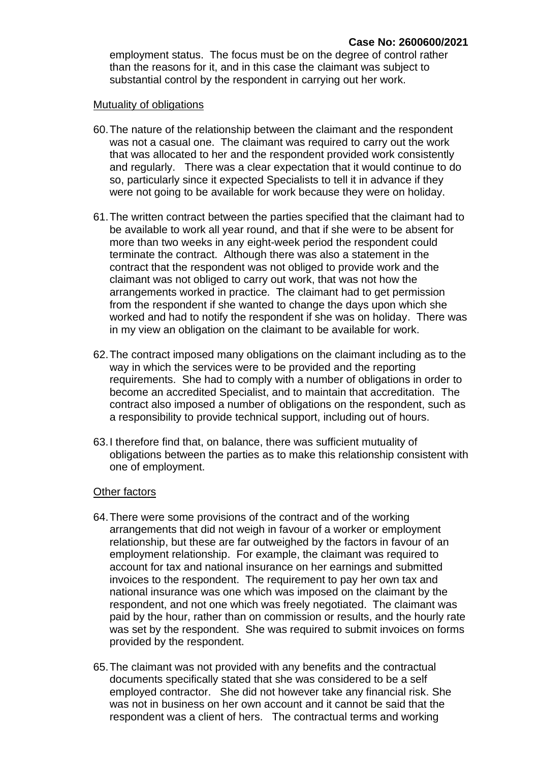employment status. The focus must be on the degree of control rather than the reasons for it, and in this case the claimant was subject to substantial control by the respondent in carrying out her work.

Mutuality of obligations

60. The nature of the relationship between the claimant and the respondent was not a casual one. The claimant was required to carry out the work that was allocated to her and the respondent provided work consistently and regularly. There was a clear expectation that it would continue to do so, particularly since it expected Specialists to tell it in advance if they were not going to be available for work because they were on holiday.

61. The written contract between the parties specified that the claimant had to be available to work all year round, and that if she were to be absent for more than two weeks in any eight-week period the respondent could terminate the contract. Although there was also a statement in the contract that the respondent was not obliged to provide work and the claimant was not obliged to carry out work, that was not how the arrangements worked in practice. The claimant had to get permission from the respondent if she wanted to change the days upon which she worked and had to notify the respondent if she was on holiday. There was in my view an obligation on the claimant to be available for work.

62. The contract imposed many obligations on the claimant including as to the way in which the services were to be provided and the reporting requirements. She had to comply with a number of obligations in order to become an accredited Specialist, and to maintain that accreditation. The contract also imposed a number of obligations on the respondent, such as a responsibility to provide technical support, including out of hours.

63. I therefore find that, on balance, there was sufficient mutuality of obligations between the parties as to make this relationship consistent with one of employment.

Other factors

64. There were some provisions of the contract and of the working arrangements that did not weigh in favour of a worker or employment relationship, but these are far outweighed by the factors in favour of an employment relationship. For example, the claimant was required to account for tax and national insurance on her earnings and submitted invoices to the respondent. The requirement to pay her own tax and national insurance was one which was imposed on the claimant by the respondent, and not one which was freely negotiated. The claimant was paid by the hour, rather than on commission or results, and the hourly rate was set by the respondent. She was required to submit invoices on forms provided by the respondent.

65. The claimant was not provided with any benefits and the contractual documents specifically stated that she was considered to be a self employed contractor. She did not however take any financial risk. She was not in business on her own account and it cannot be said that the respondent was a client of hers. The contractual terms and working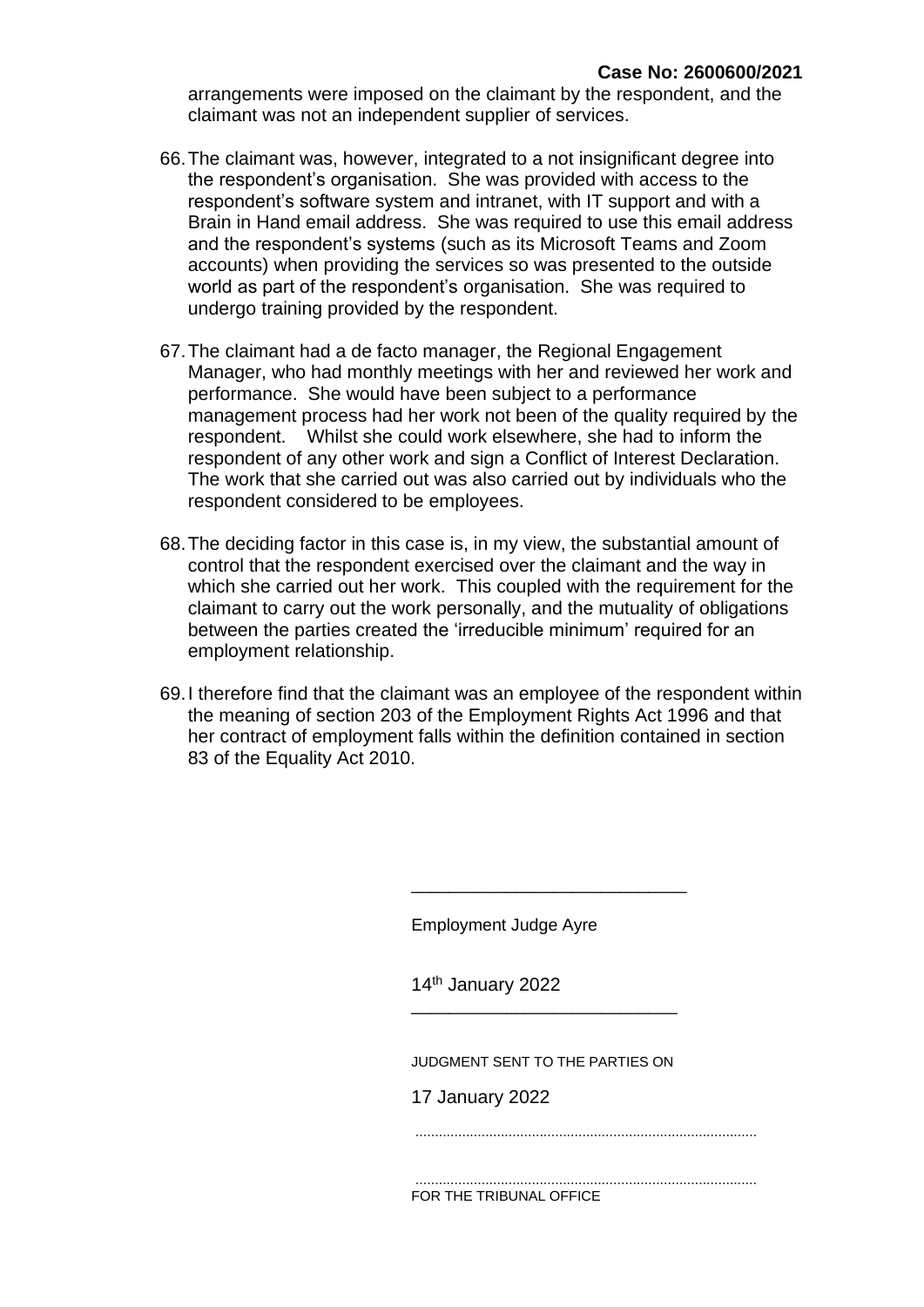arrangements were imposed on the claimant by the respondent, and the claimant was not an independent supplier of services.

66. The claimant was, however, integrated to a not insignificant degree into the respondent's organisation. She was provided with access to the respondent's software system and intranet, with IT support and with a Brain in Hand email address. She was required to use this email address and the respondent's systems (such as its Microsoft Teams and Zoom accounts) when providing the services so was presented to the outside world as part of the respondent's organisation. She was required to undergo training provided by the respondent.

67. The claimant had a de facto manager, the Regional Engagement Manager, who had monthly meetings with her and reviewed her work and performance. She would have been subject to a performance management process had her work not been of the quality required by the respondent. Whilst she could work elsewhere, she had to inform the respondent of any other work and sign a Conflict of Interest Declaration. The work that she carried out was also carried out by individuals who the respondent considered to be employees.

68. The deciding factor in this case is, in my view, the substantial amount of control that the respondent exercised over the claimant and the way in which she carried out her work. This coupled with the requirement for the claimant to carry out the work personally, and the mutuality of obligations between the parties created the 'irreducible minimum' required for an employment relationship.

69. I therefore find that the claimant was an employee of the respondent within the meaning of section 203 of the Employment Rights Act 1996 and that her contract of employment falls within the definition contained in section 83 of the Equality Act 2010.

\_\_\_\_\_\_\_\_\_\_\_\_\_\_\_\_\_\_\_\_\_\_\_\_\_\_\_\_

Employment Judge Ayre

14th January 2022

\_\_\_\_\_\_\_\_\_\_\_\_\_\_\_\_\_\_\_\_\_\_\_\_\_\_\_

JUDGMENT SENT TO THE PARTIES ON

17 January 2022

.......................................................................................

.......................................................................................

FOR THE TRIBUNAL OFFICE